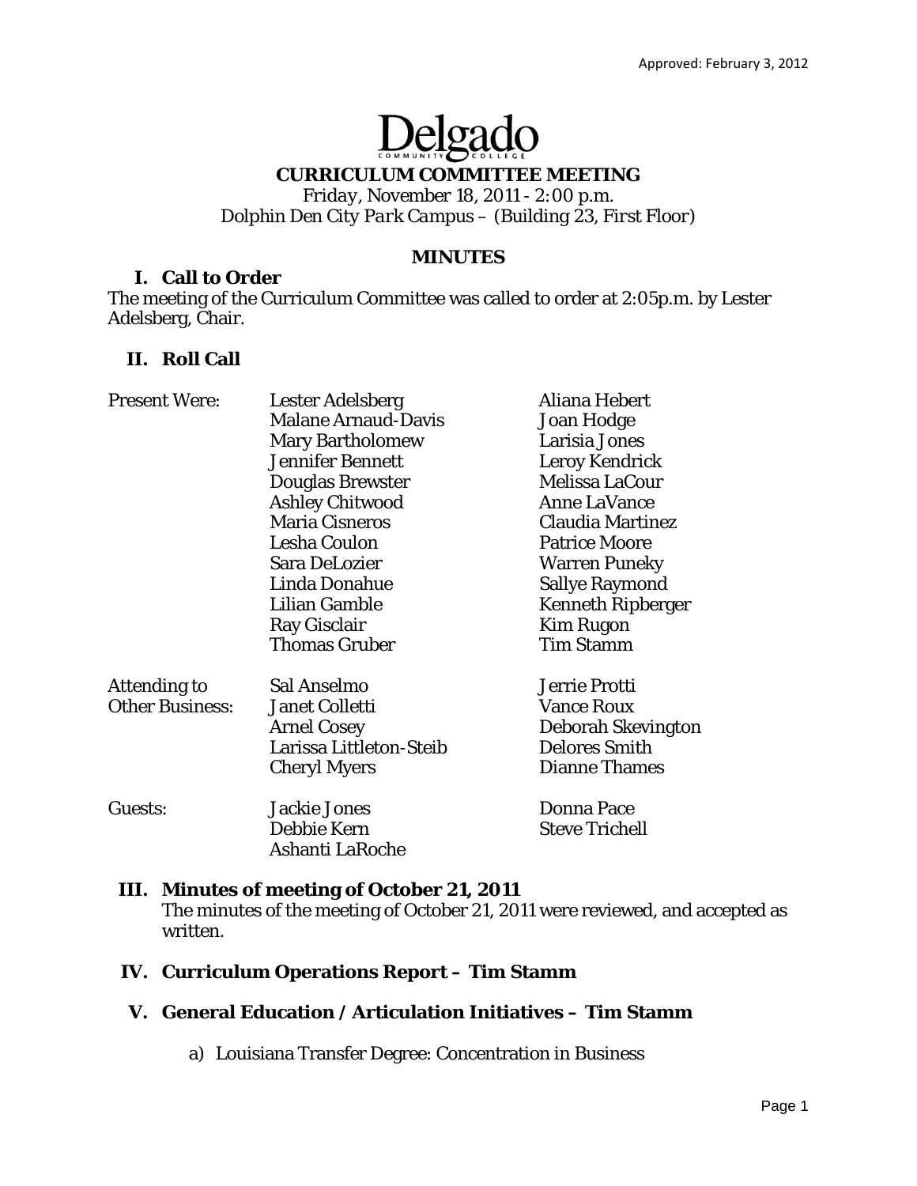Approved: February 3, 2012

# Delgado
COMMUNITY COLLEGE

## CURRICULUM COMMITTEE MEETING

*Friday, November 18, 2011 - 2:00 p.m.*
*Dolphin Den City Park Campus – (Building 23, First Floor)*

## MINUTES

### I. Call to Order

The meeting of the Curriculum Committee was called to order at 2:05p.m. by Lester Adelsberg, Chair.

### II. Roll Call

| | | |
|---|---|---|
| Present Were: | Lester Adelsberg | Aliana Hebert |
| | Malane Arnaud-Davis | Joan Hodge |
| | Mary Bartholomew | Larisia Jones |
| | Jennifer Bennett | Leroy Kendrick |
| | Douglas Brewster | Melissa LaCour |
| | Ashley Chitwood | Anne LaVance |
| | Maria Cisneros | Claudia Martinez |
| | Lesha Coulon | Patrice Moore |
| | Sara DeLozier | Warren Puneky |
| | Linda Donahue | Sallye Raymond |
| | Lilian Gamble | Kenneth Ripberger |
| | Ray Gisclair | Kim Rugon |
| | Thomas Gruber | Tim Stamm |
| Attending to Other Business: | Sal Anselmo | Jerrie Protti |
| | Janet Colletti | Vance Roux |
| | Arnel Cosey | Deborah Skevington |
| | Larissa Littleton-Steib | Delores Smith |
| | Cheryl Myers | Dianne Thames |
| Guests: | Jackie Jones | Donna Pace |
| | Debbie Kern | Steve Trichell |
| | Ashanti LaRoche | |

### III. Minutes of meeting of October 21, 2011

The minutes of the meeting of October 21, 2011 were reviewed, and accepted as written.

### IV. Curriculum Operations Report – Tim Stamm

### V. General Education / Articulation Initiatives – Tim Stamm

a) Louisiana Transfer Degree: Concentration in Business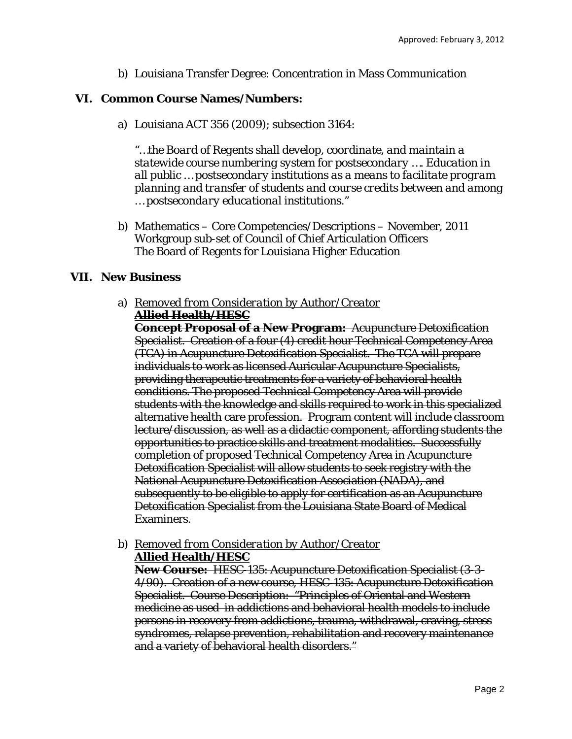b) Louisiana Transfer Degree: Concentration in Mass Communication

## VI. Common Course Names/Numbers:

a) Louisiana ACT 356 (2009); subsection 3164:

*"…the Board of Regents shall develop, coordinate, and maintain a statewide course numbering system for postsecondary …. Education in all public … postsecondary institutions as a means to facilitate program planning and transfer of students and course credits between and among … postsecondary educational institutions."*

b) Mathematics – Core Competencies/Descriptions – November, 2011
Workgroup sub-set of Council of Chief Articulation Officers
The Board of Regents for Louisiana Higher Education

## VII. New Business

a) *Removed from Consideration by Author/Creator*
~~**Allied Health/HESC**~~
~~**Concept Proposal of a New Program:** Acupuncture Detoxification Specialist. Creation of a four (4) credit hour Technical Competency Area (TCA) in Acupuncture Detoxification Specialist. The TCA will prepare individuals to work as licensed Auricular Acupuncture Specialists, providing therapeutic treatments for a variety of behavioral health conditions. The proposed Technical Competency Area will provide students with the knowledge and skills required to work in this specialized alternative health care profession. Program content will include classroom lecture/discussion, as well as a didactic component, affording students the opportunities to practice skills and treatment modalities. Successfully completion of proposed Technical Competency Area in Acupuncture Detoxification Specialist will allow students to seek registry with the National Acupuncture Detoxification Association (NADA), and subsequently to be eligible to apply for certification as an Acupuncture Detoxification Specialist from the Louisiana State Board of Medical Examiners.~~

b) *Removed from Consideration by Author/Creator*
~~**Allied Health/HESC**~~
~~**New Course:** HESC-135: Acupuncture Detoxification Specialist (3-3-4/90). Creation of a new course, HESC-135: Acupuncture Detoxification Specialist. Course Description: "Principles of Oriental and Western medicine as used in addictions and behavioral health models to include persons in recovery from addictions, trauma, withdrawal, craving, stress syndromes, relapse prevention, rehabilitation and recovery maintenance and a variety of behavioral health disorders."~~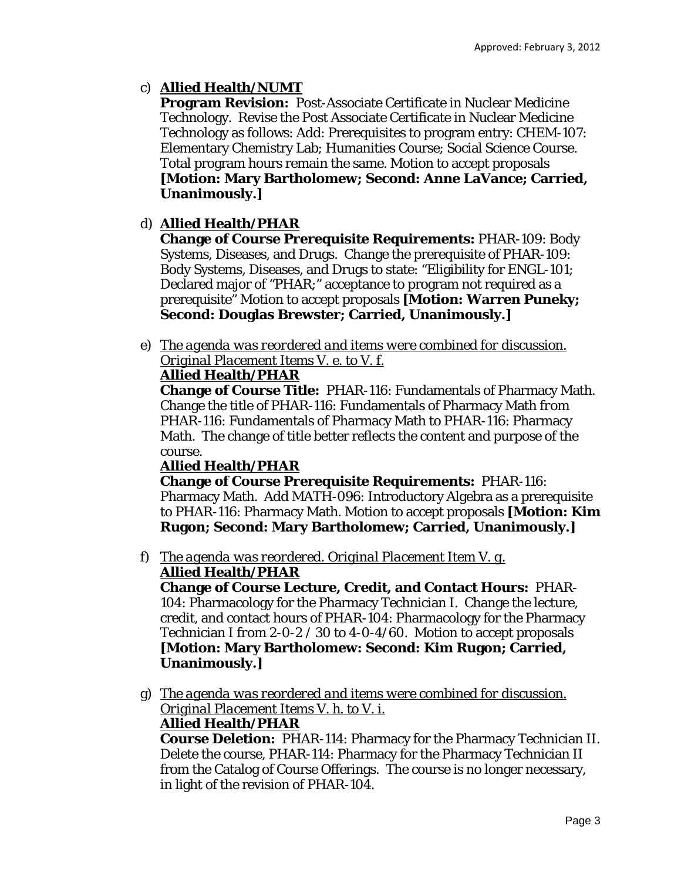c) **Allied Health/NUMT**
   **Program Revision:** Post-Associate Certificate in Nuclear Medicine Technology. Revise the Post Associate Certificate in Nuclear Medicine Technology as follows: Add: Prerequisites to program entry: CHEM-107: Elementary Chemistry Lab; Humanities Course; Social Science Course. Total program hours remain the same. Motion to accept proposals **[Motion: Mary Bartholomew; Second: Anne LaVance; Carried, Unanimously.]**

d) **Allied Health/PHAR**
   **Change of Course Prerequisite Requirements:** PHAR-109: Body Systems, Diseases, and Drugs. Change the prerequisite of PHAR-109: Body Systems, Diseases, and Drugs to state: "Eligibility for ENGL-101; Declared major of "PHAR;" acceptance to program not required as a prerequisite" Motion to accept proposals **[Motion: Warren Puneky; Second: Douglas Brewster; Carried, Unanimously.]**

e) *The agenda was reordered and items were combined for discussion. Original Placement Items V. e. to V. f.*
   **Allied Health/PHAR**
   **Change of Course Title:** PHAR-116: Fundamentals of Pharmacy Math. Change the title of PHAR-116: Fundamentals of Pharmacy Math from PHAR-116: Fundamentals of Pharmacy Math to PHAR-116: Pharmacy Math. The change of title better reflects the content and purpose of the course.
   **Allied Health/PHAR**
   **Change of Course Prerequisite Requirements:** PHAR-116: Pharmacy Math. Add MATH-096: Introductory Algebra as a prerequisite to PHAR-116: Pharmacy Math. Motion to accept proposals **[Motion: Kim Rugon; Second: Mary Bartholomew; Carried, Unanimously.]**

f) *The agenda was reordered. Original Placement Item V. g.*
   **Allied Health/PHAR**
   **Change of Course Lecture, Credit, and Contact Hours:** PHAR-104: Pharmacology for the Pharmacy Technician I. Change the lecture, credit, and contact hours of PHAR-104: Pharmacology for the Pharmacy Technician I from 2-0-2 / 30 to 4-0-4/60. Motion to accept proposals **[Motion: Mary Bartholomew: Second: Kim Rugon; Carried, Unanimously.]**

g) *The agenda was reordered and items were combined for discussion. Original Placement Items V. h. to V. i.*
   **Allied Health/PHAR**
   **Course Deletion:** PHAR-114: Pharmacy for the Pharmacy Technician II. Delete the course, PHAR-114: Pharmacy for the Pharmacy Technician II from the Catalog of Course Offerings. The course is no longer necessary, in light of the revision of PHAR-104.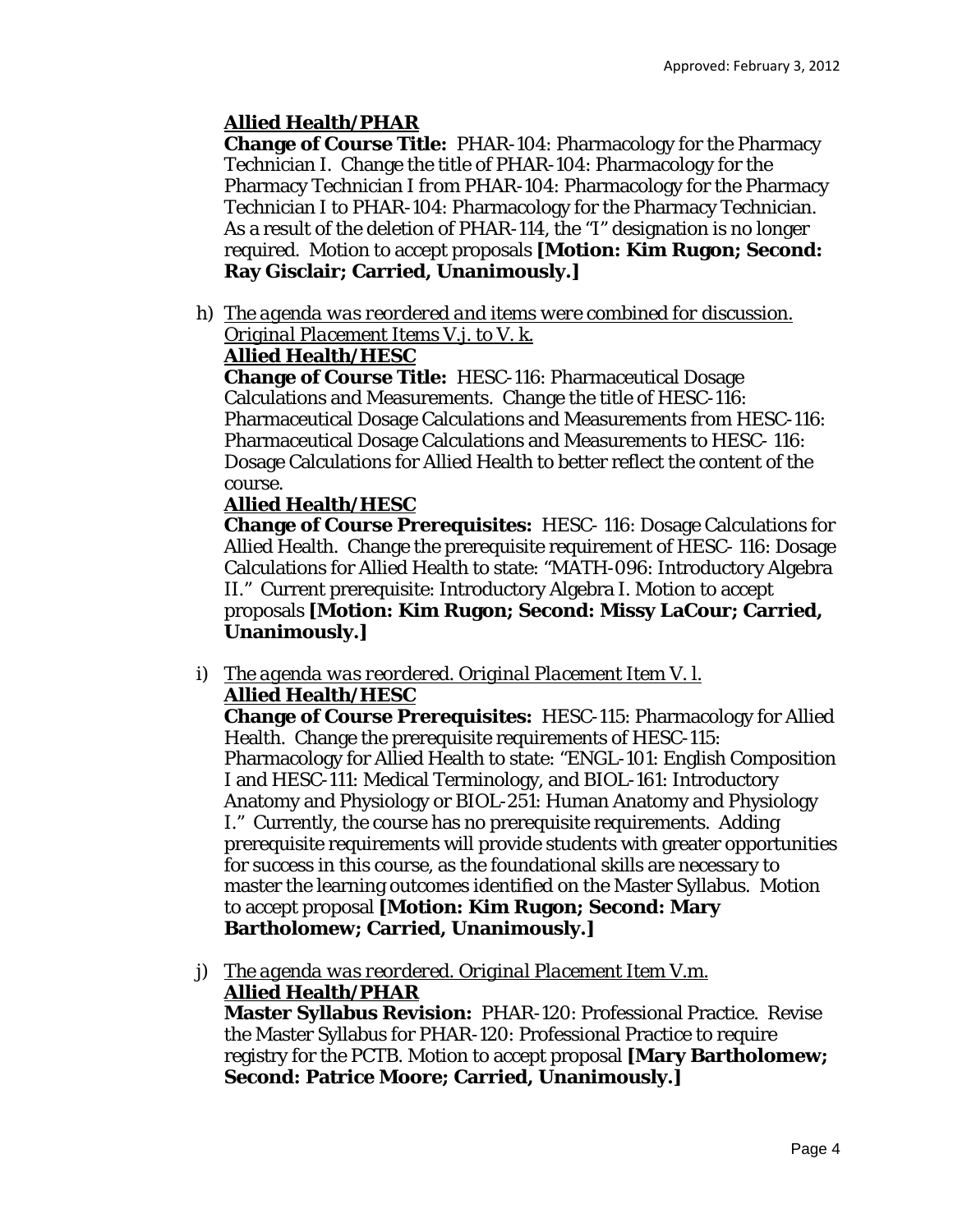Approved: February 3, 2012

**Allied Health/PHAR**

**Change of Course Title:** PHAR-104: Pharmacology for the Pharmacy Technician I. Change the title of PHAR-104: Pharmacology for the Pharmacy Technician I *from* PHAR-104: Pharmacology for the Pharmacy Technician I *to* PHAR-104: Pharmacology for the Pharmacy Technician. As a result of the deletion of PHAR-114, the "I" designation is no longer required. Motion to accept proposals **[Motion: Kim Rugon; Second: Ray Gisclair; Carried, Unanimously.]**

h) *The agenda was reordered and items were combined for discussion. Original Placement Items V.j. to V. k.*

**Allied Health/HESC**

**Change of Course Title:** HESC-116: Pharmaceutical Dosage Calculations and Measurements. Change the title of HESC-116: Pharmaceutical Dosage Calculations and Measurements *from* HESC-116: Pharmaceutical Dosage Calculations and Measurements *to* HESC- 116: Dosage Calculations for Allied Health to better reflect the content of the course.

**Allied Health/HESC**

**Change of Course Prerequisites:** HESC- 116: Dosage Calculations for Allied Health. Change the prerequisite requirement of HESC- 116: Dosage Calculations for Allied Health to state: "MATH-096: Introductory Algebra II." Current prerequisite: Introductory Algebra I. Motion to accept proposals **[Motion: Kim Rugon; Second: Missy LaCour; Carried, Unanimously.]**

i) *The agenda was reordered. Original Placement Item V. l.*

**Allied Health/HESC**

**Change of Course Prerequisites:** HESC-115: Pharmacology for Allied Health. Change the prerequisite requirements of HESC-115: Pharmacology for Allied Health to state: "ENGL-101: English Composition I and HESC-111: Medical Terminology, and BIOL-161: Introductory Anatomy and Physiology or BIOL-251: Human Anatomy and Physiology I." Currently, the course has no prerequisite requirements. Adding prerequisite requirements will provide students with greater opportunities for success in this course, as the foundational skills are necessary to master the learning outcomes identified on the Master Syllabus. Motion to accept proposal **[Motion: Kim Rugon; Second: Mary Bartholomew; Carried, Unanimously.]**

j) *The agenda was reordered. Original Placement Item V.m.*

**Allied Health/PHAR**

**Master Syllabus Revision:** PHAR-120: Professional Practice. Revise the Master Syllabus for PHAR-120: Professional Practice to require registry for the PCTB. Motion to accept proposal **[Mary Bartholomew; Second: Patrice Moore; Carried, Unanimously.]**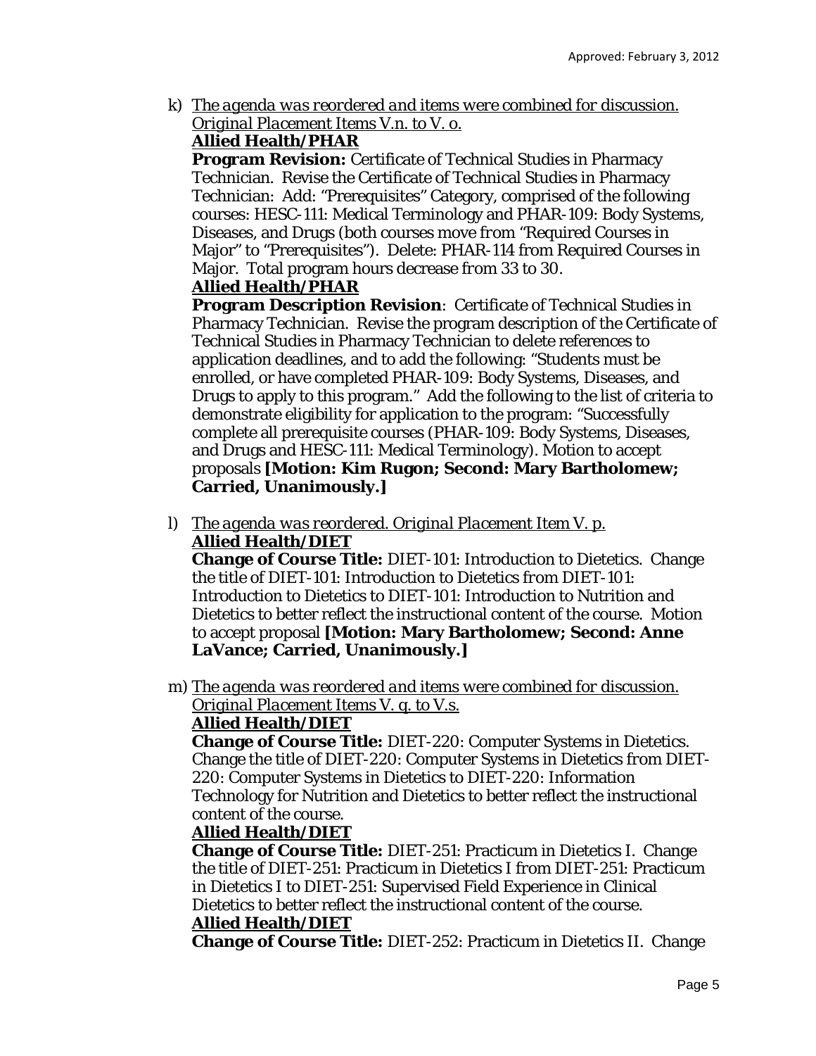k) *The agenda was reordered and items were combined for discussion. Original Placement Items V.n. to V. o.*
**Allied Health/PHAR**
**Program Revision:** Certificate of Technical Studies in Pharmacy Technician. Revise the Certificate of Technical Studies in Pharmacy Technician: Add: "Prerequisites" Category, comprised of the following courses: HESC-111: Medical Terminology and PHAR-109: Body Systems, Diseases, and Drugs (both courses move from "Required Courses in Major" to "Prerequisites"). Delete: PHAR-114 from Required Courses in Major. Total program hours decrease from 33 to 30.
**Allied Health/PHAR**
**Program Description Revision**: Certificate of Technical Studies in Pharmacy Technician. Revise the program description of the Certificate of Technical Studies in Pharmacy Technician to delete references to application deadlines, and to add the following: "Students must be enrolled, or have completed PHAR-109: Body Systems, Diseases, and Drugs to apply to this program." Add the following to the list of criteria to demonstrate eligibility for application to the program: "Successfully complete all prerequisite courses (PHAR-109: Body Systems, Diseases, and Drugs and HESC-111: Medical Terminology). Motion to accept proposals **[Motion: Kim Rugon; Second: Mary Bartholomew; Carried, Unanimously.]**

l) *The agenda was reordered. Original Placement Item V. p.*
**Allied Health/DIET**
**Change of Course Title:** DIET-101: Introduction to Dietetics. Change the title of DIET-101: Introduction to Dietetics from DIET-101: Introduction to Dietetics to DIET-101: Introduction to Nutrition and Dietetics to better reflect the instructional content of the course. Motion to accept proposal **[Motion: Mary Bartholomew; Second: Anne LaVance; Carried, Unanimously.]**

m) *The agenda was reordered and items were combined for discussion. Original Placement Items V. q. to V.s.*
**Allied Health/DIET**
**Change of Course Title:** DIET-220: Computer Systems in Dietetics. Change the title of DIET-220: Computer Systems in Dietetics from DIET-220: Computer Systems in Dietetics to DIET-220: Information Technology for Nutrition and Dietetics to better reflect the instructional content of the course.
**Allied Health/DIET**
**Change of Course Title:** DIET-251: Practicum in Dietetics I. Change the title of DIET-251: Practicum in Dietetics I from DIET-251: Practicum in Dietetics I to DIET-251: Supervised Field Experience in Clinical Dietetics to better reflect the instructional content of the course.
**Allied Health/DIET**
**Change of Course Title:** DIET-252: Practicum in Dietetics II. Change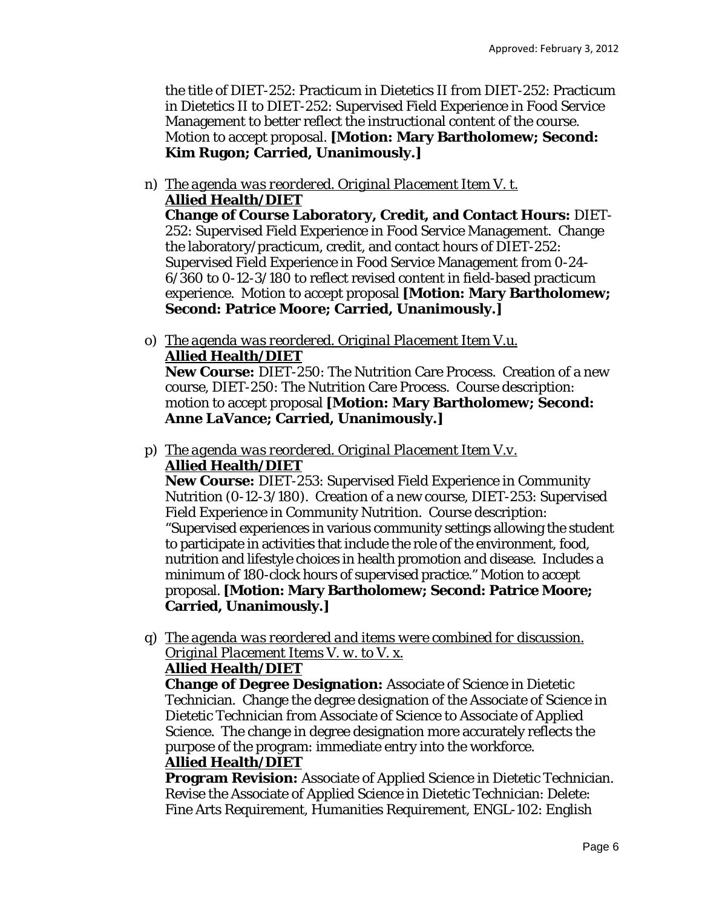the title of DIET-252: Practicum in Dietetics II from DIET-252: Practicum in Dietetics II to DIET-252: Supervised Field Experience in Food Service Management to better reflect the instructional content of the course. Motion to accept proposal. **[Motion: Mary Bartholomew; Second: Kim Rugon; Carried, Unanimously.]**

n) *The agenda was reordered. Original Placement Item V. t.*
**Allied Health/DIET**
**Change of Course Laboratory, Credit, and Contact Hours:** DIET-252: Supervised Field Experience in Food Service Management. Change the laboratory/practicum, credit, and contact hours of DIET-252: Supervised Field Experience in Food Service Management from 0-24-6/360 to 0-12-3/180 to reflect revised content in field-based practicum experience. Motion to accept proposal **[Motion: Mary Bartholomew; Second: Patrice Moore; Carried, Unanimously.]**

o) *The agenda was reordered. Original Placement Item V.u.*
**Allied Health/DIET**
**New Course:** DIET-250: The Nutrition Care Process. Creation of a new course, DIET-250: The Nutrition Care Process. Course description: motion to accept proposal **[Motion: Mary Bartholomew; Second: Anne LaVance; Carried, Unanimously.]**

p) *The agenda was reordered. Original Placement Item V.v.*
**Allied Health/DIET**
**New Course:** DIET-253: Supervised Field Experience in Community Nutrition (0-12-3/180). Creation of a new course, DIET-253: Supervised Field Experience in Community Nutrition. Course description: "Supervised experiences in various community settings allowing the student to participate in activities that include the role of the environment, food, nutrition and lifestyle choices in health promotion and disease. Includes a minimum of 180-clock hours of supervised practice." Motion to accept proposal. **[Motion: Mary Bartholomew; Second: Patrice Moore; Carried, Unanimously.]**

q) *The agenda was reordered and items were combined for discussion. Original Placement Items V. w. to V. x.*
**Allied Health/DIET**
**Change of Degree Designation:** Associate of Science in Dietetic Technician. Change the degree designation of the Associate of Science in Dietetic Technician from Associate of Science to Associate of Applied Science. The change in degree designation more accurately reflects the purpose of the program: immediate entry into the workforce.
**Allied Health/DIET**
**Program Revision:** Associate of Applied Science in Dietetic Technician. Revise the Associate of Applied Science in Dietetic Technician: Delete: Fine Arts Requirement, Humanities Requirement, ENGL-102: English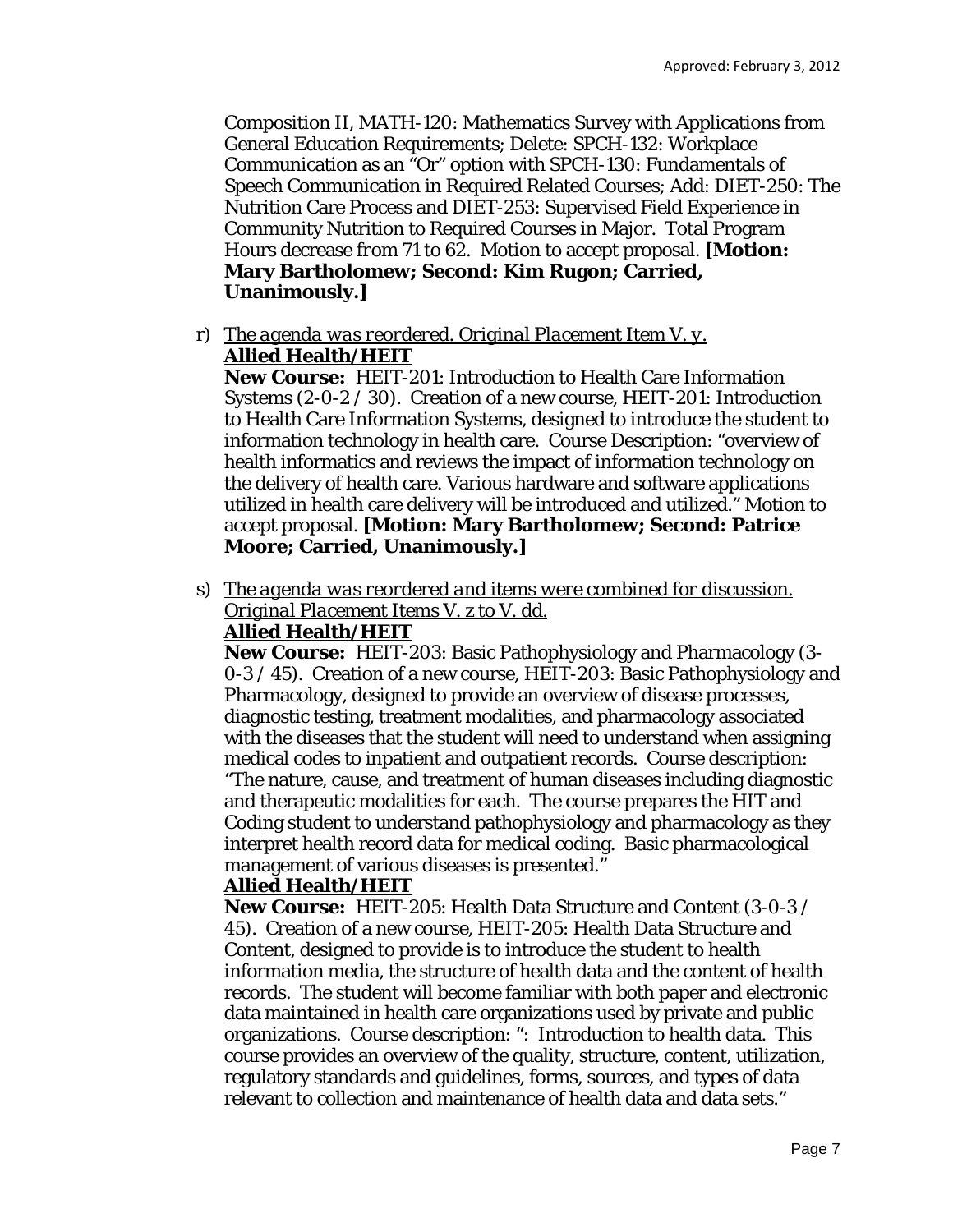Composition II, MATH-120: Mathematics Survey with Applications from General Education Requirements; Delete: SPCH-132: Workplace Communication as an "Or" option with SPCH-130: Fundamentals of Speech Communication in Required Related Courses; Add: DIET-250: The Nutrition Care Process and DIET-253: Supervised Field Experience in Community Nutrition to Required Courses in Major. Total Program Hours decrease from 71 to 62. Motion to accept proposal. **[Motion: Mary Bartholomew; Second: Kim Rugon; Carried, Unanimously.]**

r) *The agenda was reordered. Original Placement Item V. y.*
**Allied Health/HEIT**
**New Course:** HEIT-201: Introduction to Health Care Information Systems (2-0-2 / 30). Creation of a new course, HEIT-201: Introduction to Health Care Information Systems, designed to introduce the student to information technology in health care. Course Description: "overview of health informatics and reviews the impact of information technology on the delivery of health care. Various hardware and software applications utilized in health care delivery will be introduced and utilized." Motion to accept proposal. **[Motion: Mary Bartholomew; Second: Patrice Moore; Carried, Unanimously.]**

s) *The agenda was reordered and items were combined for discussion. Original Placement Items V. z to V. dd.*
**Allied Health/HEIT**
**New Course:** HEIT-203: Basic Pathophysiology and Pharmacology (3-0-3 / 45). Creation of a new course, HEIT-203: Basic Pathophysiology and Pharmacology, designed to provide an overview of disease processes, diagnostic testing, treatment modalities, and pharmacology associated with the diseases that the student will need to understand when assigning medical codes to inpatient and outpatient records. Course description: "The nature, cause, and treatment of human diseases including diagnostic and therapeutic modalities for each. The course prepares the HIT and Coding student to understand pathophysiology and pharmacology as they interpret health record data for medical coding. Basic pharmacological management of various diseases is presented."
**Allied Health/HEIT**
**New Course:** HEIT-205: Health Data Structure and Content (3-0-3 / 45). Creation of a new course, HEIT-205: Health Data Structure and Content, designed to provide is to introduce the student to health information media, the structure of health data and the content of health records. The student will become familiar with both paper and electronic data maintained in health care organizations used by private and public organizations. Course description: ": Introduction to health data. This course provides an overview of the quality, structure, content, utilization, regulatory standards and guidelines, forms, sources, and types of data relevant to collection and maintenance of health data and data sets."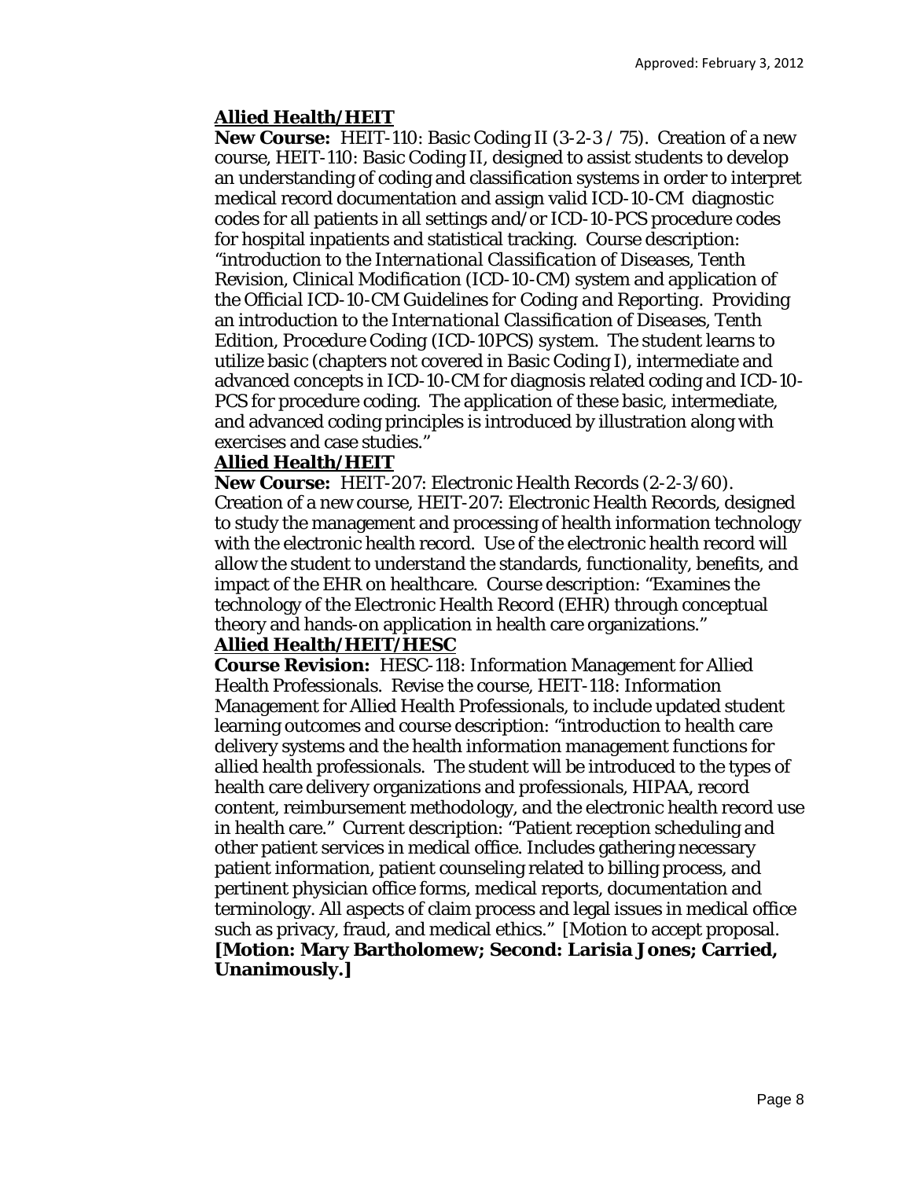**Allied Health/HEIT**

**New Course:** HEIT-110: Basic Coding II (3-2-3 / 75). Creation of a new course, HEIT-110: Basic Coding II, designed to assist students to develop an understanding of coding and classification systems in order to interpret medical record documentation and assign valid ICD-10-CM diagnostic codes for all patients in all settings and/or ICD-10-PCS procedure codes for hospital inpatients and statistical tracking. Course description: "introduction to the *International Classification of Diseases, Tenth Revision, Clinical Modification* (ICD-10-CM) system and application of the *Official ICD-10-CM Guidelines for Coding and Reporting*. Providing an introduction to the *International Classification of Diseases, Tenth Edition, Procedure Coding (ICD-10PCS) system*. The student learns to utilize basic (chapters not covered in Basic Coding I), intermediate and advanced concepts in ICD-10-CM for diagnosis related coding and ICD-10-PCS for procedure coding. The application of these basic, intermediate, and advanced coding principles is introduced by illustration along with exercises and case studies."

**Allied Health/HEIT**

**New Course:** HEIT-207: Electronic Health Records (2-2-3/60). Creation of a new course, HEIT-207: Electronic Health Records, designed to study the management and processing of health information technology with the electronic health record. Use of the electronic health record will allow the student to understand the standards, functionality, benefits, and impact of the EHR on healthcare. Course description: "Examines the technology of the Electronic Health Record (EHR) through conceptual theory and hands-on application in health care organizations."

**Allied Health/HEIT/HESC**

**Course Revision:** HESC-118: Information Management for Allied Health Professionals. Revise the course, HEIT-118: Information Management for Allied Health Professionals, to include updated student learning outcomes and course description: "introduction to health care delivery systems and the health information management functions for allied health professionals. The student will be introduced to the types of health care delivery organizations and professionals, HIPAA, record content, reimbursement methodology, and the electronic health record use in health care." Current description: "Patient reception scheduling and other patient services in medical office. Includes gathering necessary patient information, patient counseling related to billing process, and pertinent physician office forms, medical reports, documentation and terminology. All aspects of claim process and legal issues in medical office such as privacy, fraud, and medical ethics." [Motion to accept proposal. **[Motion: Mary Bartholomew; Second: Larisia Jones; Carried, Unanimously.]**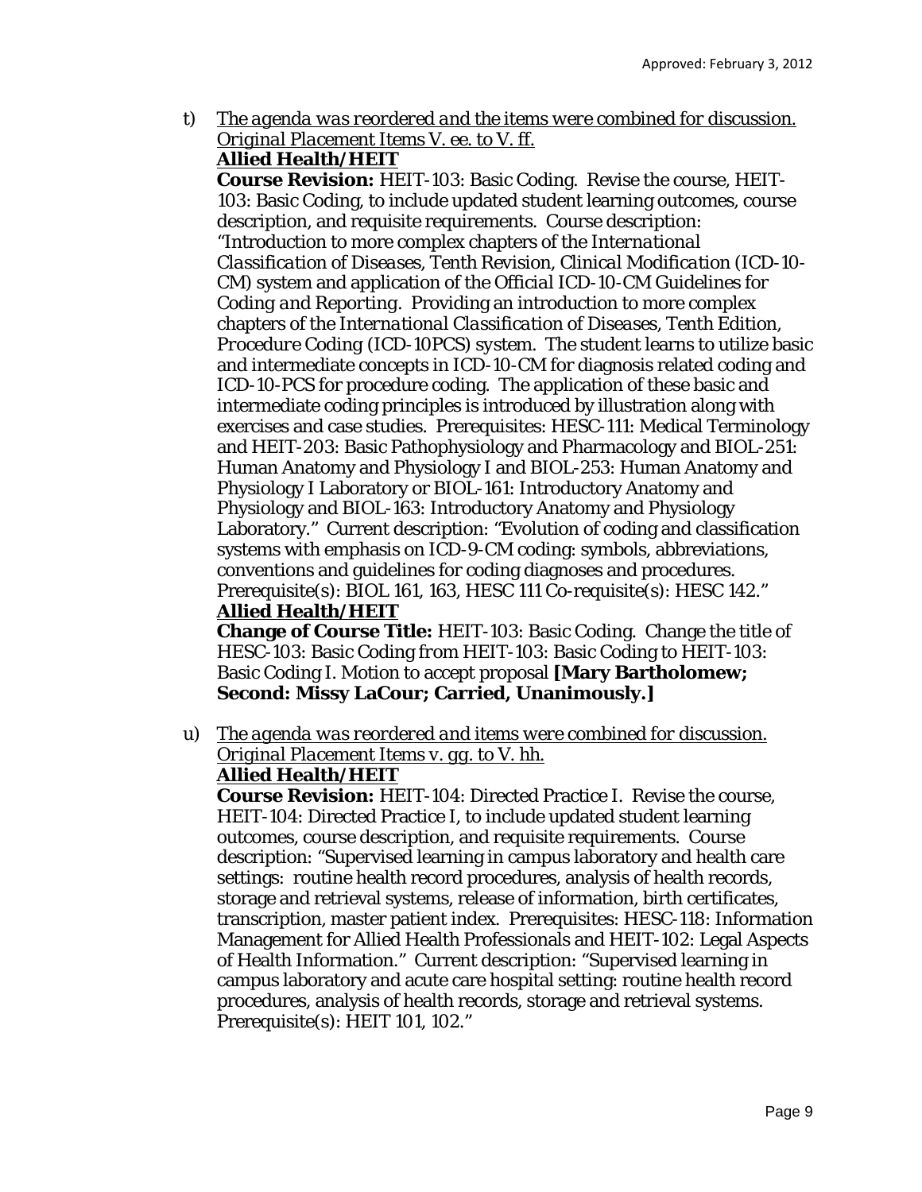Approved: February 3, 2012

t) _*The agenda was reordered and the items were combined for discussion. Original Placement Items V. ee. to V. ff.*_
**<u>Allied Health/HEIT</u>**
**Course Revision:** HEIT-103: Basic Coding. Revise the course, HEIT-103: Basic Coding, to include updated student learning outcomes, course description, and requisite requirements. Course description: "Introduction to more complex chapters of the *International Classification of Diseases, Tenth Revision, Clinical Modification* (ICD-10-CM) system and application of the *Official ICD-10-CM Guidelines for Coding and Reporting*. Providing an introduction to more complex chapters of the *International Classification of Diseases, Tenth Edition, Procedure Coding* (ICD-10PCS) system. The student learns to utilize basic and intermediate concepts in ICD-10-CM for diagnosis related coding and ICD-10-PCS for procedure coding. The application of these basic and intermediate coding principles is introduced by illustration along with exercises and case studies. Prerequisites: HESC-111: Medical Terminology and HEIT-203: Basic Pathophysiology and Pharmacology and BIOL-251: Human Anatomy and Physiology I and BIOL-253: Human Anatomy and Physiology I Laboratory or BIOL-161: Introductory Anatomy and Physiology and BIOL-163: Introductory Anatomy and Physiology Laboratory." Current description: "Evolution of coding and classification systems with emphasis on ICD-9-CM coding: symbols, abbreviations, conventions and guidelines for coding diagnoses and procedures. Prerequisite(s): BIOL 161, 163, HESC 111 Co-requisite(s): HESC 142."
**<u>Allied Health/HEIT</u>**
**Change of Course Title:** HEIT-103: Basic Coding. Change the title of HESC-103: Basic Coding from HEIT-103: Basic Coding to HEIT-103: Basic Coding I. Motion to accept proposal **[Mary Bartholomew; Second: Missy LaCour; Carried, Unanimously.]**

u) _*The agenda was reordered and items were combined for discussion. Original Placement Items v. gg. to V. hh.*_
**<u>Allied Health/HEIT</u>**
**Course Revision:** HEIT-104: Directed Practice I. Revise the course, HEIT-104: Directed Practice I, to include updated student learning outcomes, course description, and requisite requirements. Course description: "Supervised learning in campus laboratory and health care settings: routine health record procedures, analysis of health records, storage and retrieval systems, release of information, birth certificates, transcription, master patient index. Prerequisites: HESC-118: Information Management for Allied Health Professionals and HEIT-102: Legal Aspects of Health Information." Current description: "Supervised learning in campus laboratory and acute care hospital setting: routine health record procedures, analysis of health records, storage and retrieval systems. Prerequisite(s): HEIT 101, 102."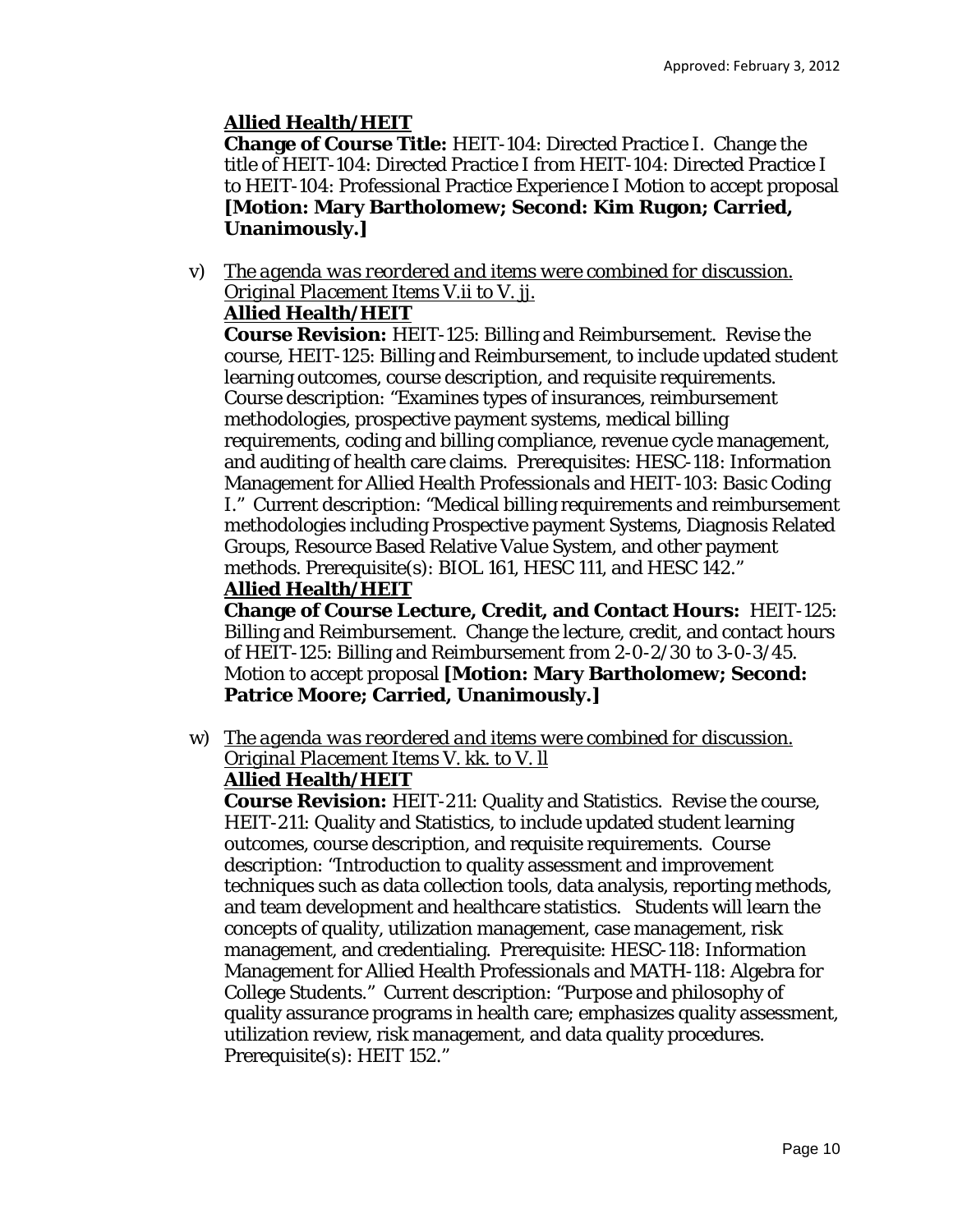**Allied Health/HEIT**

**Change of Course Title:** HEIT-104: Directed Practice I. Change the title of HEIT-104: Directed Practice I from HEIT-104: Directed Practice I to HEIT-104: Professional Practice Experience I Motion to accept proposal **[Motion: Mary Bartholomew; Second: Kim Rugon; Carried, Unanimously.]**

v) *The agenda was reordered and items were combined for discussion. Original Placement Items V.ii to V. jj.*

**Allied Health/HEIT**

**Course Revision:** HEIT-125: Billing and Reimbursement. Revise the course, HEIT-125: Billing and Reimbursement, to include updated student learning outcomes, course description, and requisite requirements. Course description: "Examines types of insurances, reimbursement methodologies, prospective payment systems, medical billing requirements, coding and billing compliance, revenue cycle management, and auditing of health care claims. Prerequisites: HESC-118: Information Management for Allied Health Professionals and HEIT-103: Basic Coding I." Current description: "Medical billing requirements and reimbursement methodologies including Prospective payment Systems, Diagnosis Related Groups, Resource Based Relative Value System, and other payment methods. Prerequisite(s): BIOL 161, HESC 111, and HESC 142."

**Allied Health/HEIT**

**Change of Course Lecture, Credit, and Contact Hours:** HEIT-125: Billing and Reimbursement. Change the lecture, credit, and contact hours of HEIT-125: Billing and Reimbursement from 2-0-2/30 to 3-0-3/45. Motion to accept proposal **[Motion: Mary Bartholomew; Second: Patrice Moore; Carried, Unanimously.]**

w) *The agenda was reordered and items were combined for discussion. Original Placement Items V. kk. to V. ll*

**Allied Health/HEIT**

**Course Revision:** HEIT-211: Quality and Statistics. Revise the course, HEIT-211: Quality and Statistics, to include updated student learning outcomes, course description, and requisite requirements. Course description: "Introduction to quality assessment and improvement techniques such as data collection tools, data analysis, reporting methods, and team development and healthcare statistics. Students will learn the concepts of quality, utilization management, case management, risk management, and credentialing. Prerequisite: HESC-118: Information Management for Allied Health Professionals and MATH-118: Algebra for College Students." Current description: "Purpose and philosophy of quality assurance programs in health care; emphasizes quality assessment, utilization review, risk management, and data quality procedures. Prerequisite(s): HEIT 152."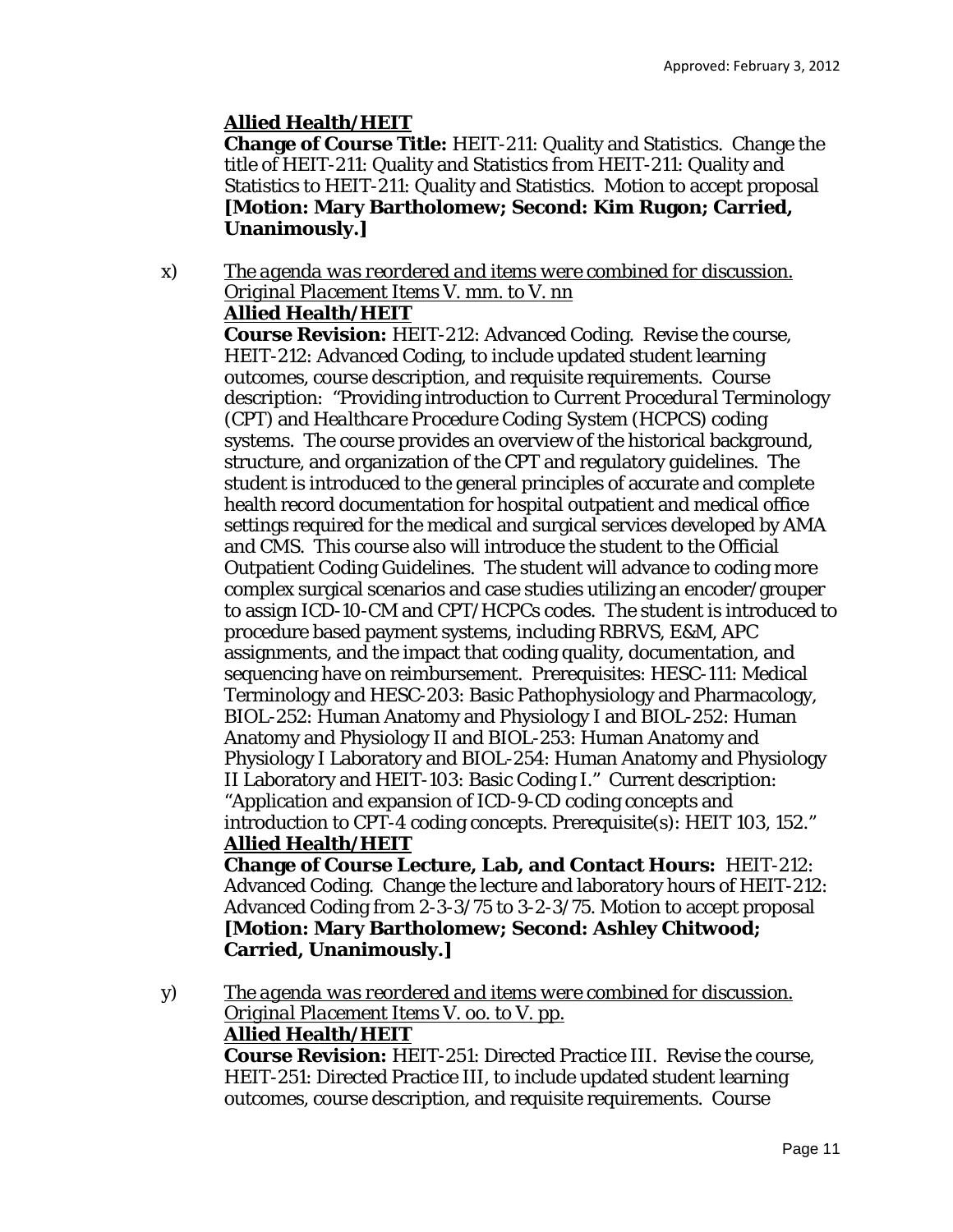**Allied Health/HEIT**

**Change of Course Title:** HEIT-211: Quality and Statistics. Change the title of HEIT-211: Quality and Statistics from HEIT-211: Quality and Statistics to HEIT-211: Quality and Statistics. Motion to accept proposal **[Motion: Mary Bartholomew; Second: Kim Rugon; Carried, Unanimously.]**

x) *The agenda was reordered and items were combined for discussion. Original Placement Items V. mm. to V. nn*

**Allied Health/HEIT**

**Course Revision:** HEIT-212: Advanced Coding. Revise the course, HEIT-212: Advanced Coding, to include updated student learning outcomes, course description, and requisite requirements. Course description: *"Providing introduction to Current Procedural Terminology (CPT) and Healthcare Procedure Coding System (HCPCS) coding systems. The course provides an overview of the historical background, structure, and organization of the CPT and regulatory guidelines. The student is introduced to the general principles of accurate and complete health record documentation for hospital outpatient and medical office settings required for the medical and surgical services developed by AMA and CMS. This course also will introduce the student to the Official Outpatient Coding Guidelines. The student will advance to coding more complex surgical scenarios and case studies utilizing an encoder/grouper to assign ICD-10-CM and CPT/HCPCs codes. The student is introduced to procedure based payment systems, including RBRVS, E&M, APC assignments, and the impact that coding quality, documentation, and sequencing have on reimbursement. Prerequisites: HESC-111: Medical Terminology and HESC-203: Basic Pathophysiology and Pharmacology, BIOL-252: Human Anatomy and Physiology I and BIOL-252: Human Anatomy and Physiology II and BIOL-253: Human Anatomy and Physiology I Laboratory and BIOL-254: Human Anatomy and Physiology II Laboratory and HEIT-103: Basic Coding I."* Current description: *"Application and expansion of ICD-9-CD coding concepts and introduction to CPT-4 coding concepts. Prerequisite(s): HEIT 103, 152."*

**Allied Health/HEIT**

**Change of Course Lecture, Lab, and Contact Hours:** HEIT-212: Advanced Coding. Change the lecture and laboratory hours of HEIT-212: Advanced Coding from 2-3-3/75 to 3-2-3/75. Motion to accept proposal **[Motion: Mary Bartholomew; Second: Ashley Chitwood; Carried, Unanimously.]**

y) *The agenda was reordered and items were combined for discussion. Original Placement Items V. oo. to V. pp.*

**Allied Health/HEIT**

**Course Revision:** HEIT-251: Directed Practice III. Revise the course, HEIT-251: Directed Practice III, to include updated student learning outcomes, course description, and requisite requirements. Course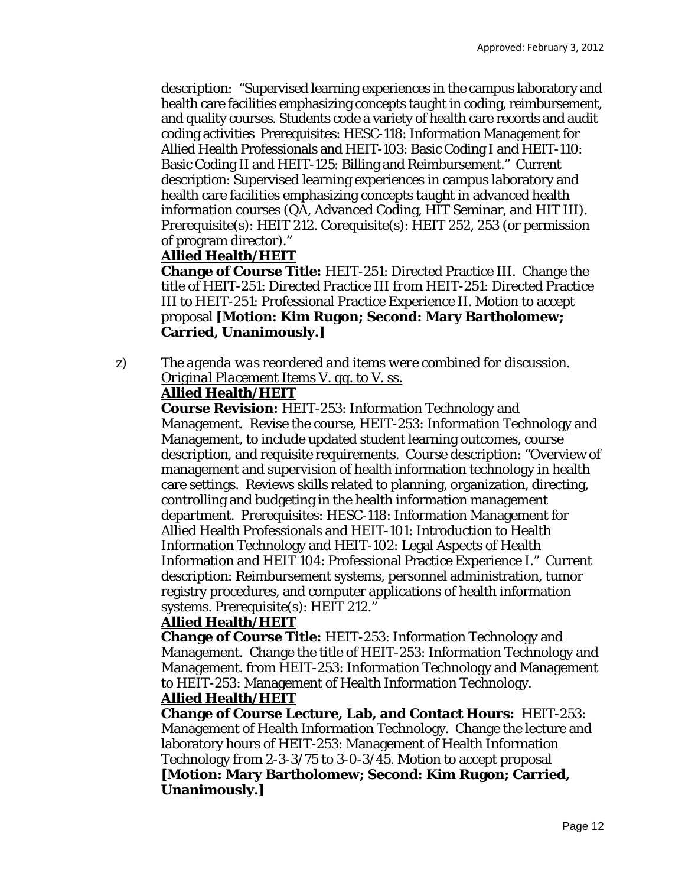description: "Supervised learning experiences in the campus laboratory and health care facilities emphasizing concepts taught in coding, reimbursement, and quality courses. Students code a variety of health care records and audit coding activities Prerequisites: HESC-118: Information Management for Allied Health Professionals and HEIT-103: Basic Coding I and HEIT-110: Basic Coding II and HEIT-125: Billing and Reimbursement." Current description: Supervised learning experiences in campus laboratory and health care facilities emphasizing concepts taught in advanced health information courses (QA, Advanced Coding, HIT Seminar, and HIT III). Prerequisite(s): HEIT 212. Corequisite(s): HEIT 252, 253 (or permission of program director)."

**Allied Health/HEIT**

**Change of Course Title:** HEIT-251: Directed Practice III. Change the title of HEIT-251: Directed Practice III *from* HEIT-251: Directed Practice III *to* HEIT-251: Professional Practice Experience II. Motion to accept proposal **[Motion: Kim Rugon; Second: Mary Bartholomew; Carried, Unanimously.]**

z) *The agenda was reordered and items were combined for discussion. Original Placement Items V. qq. to V. ss.*

**Allied Health/HEIT**

**Course Revision:** HEIT-253: Information Technology and Management. Revise the course, HEIT-253: Information Technology and Management, to include updated student learning outcomes, course description, and requisite requirements. Course description: "Overview of management and supervision of health information technology in health care settings. Reviews skills related to planning, organization, directing, controlling and budgeting in the health information management department. Prerequisites: HESC-118: Information Management for Allied Health Professionals and HEIT-101: Introduction to Health Information Technology and HEIT-102: Legal Aspects of Health Information and HEIT 104: Professional Practice Experience I." Current description: Reimbursement systems, personnel administration, tumor registry procedures, and computer applications of health information systems. Prerequisite(s): HEIT 212."

**Allied Health/HEIT**

**Change of Course Title:** HEIT-253: Information Technology and Management. Change the title of HEIT-253: Information Technology and Management. *from* HEIT-253: Information Technology and Management *to* HEIT-253: Management of Health Information Technology.

**Allied Health/HEIT**

**Change of Course Lecture, Lab, and Contact Hours:** HEIT-253: Management of Health Information Technology. Change the lecture and laboratory hours of HEIT-253: Management of Health Information Technology *from* 2-3-3/75 *to* 3-0-3/45. Motion to accept proposal **[Motion: Mary Bartholomew; Second: Kim Rugon; Carried, Unanimously.]**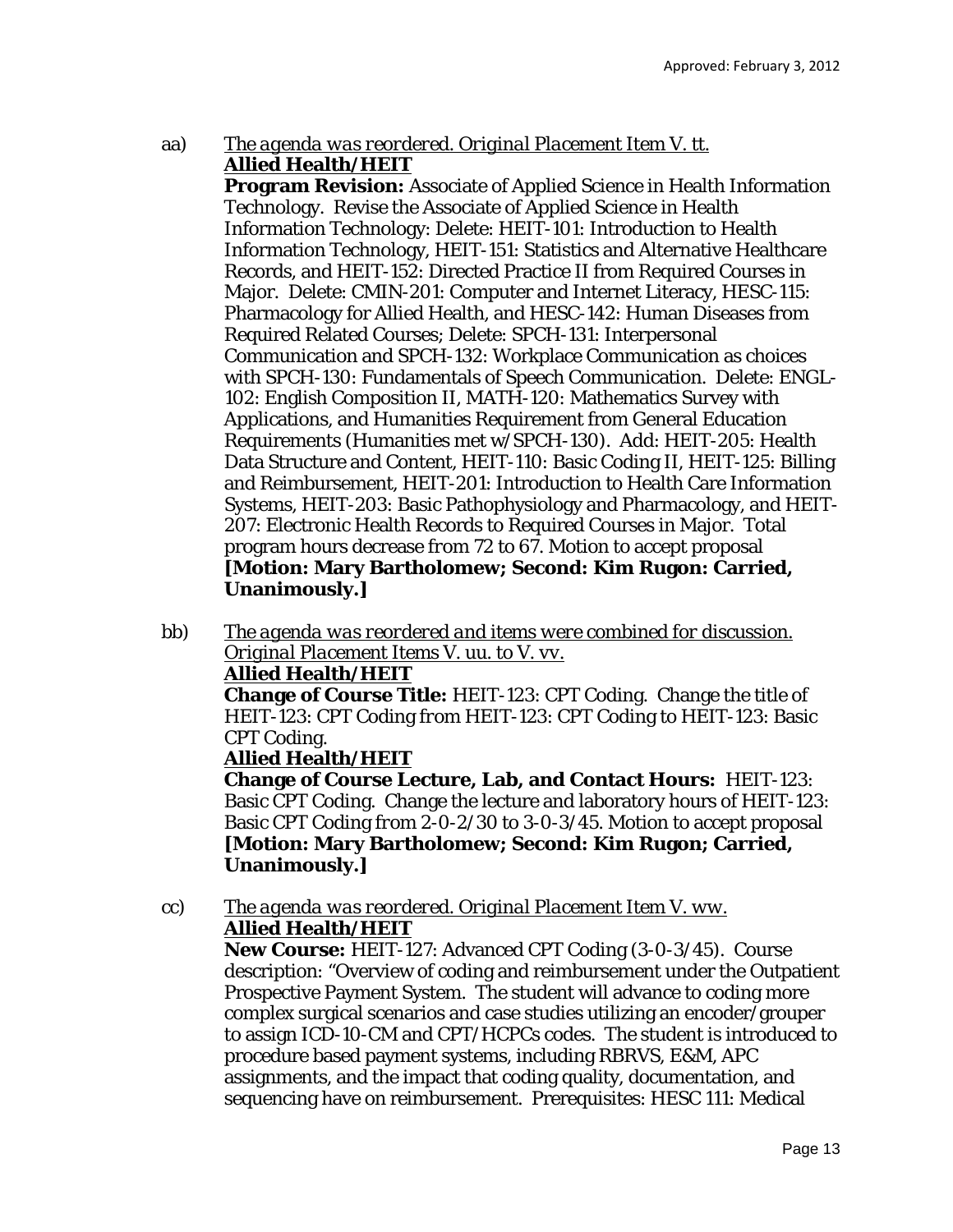aa) *The agenda was reordered. Original Placement Item V. tt.*
**Allied Health/HEIT**
**Program Revision:** Associate of Applied Science in Health Information Technology. Revise the Associate of Applied Science in Health Information Technology: Delete: HEIT-101: Introduction to Health Information Technology, HEIT-151: Statistics and Alternative Healthcare Records, and HEIT-152: Directed Practice II from Required Courses in Major. Delete: CMIN-201: Computer and Internet Literacy, HESC-115: Pharmacology for Allied Health, and HESC-142: Human Diseases from Required Related Courses; Delete: SPCH-131: Interpersonal Communication and SPCH-132: Workplace Communication as choices with SPCH-130: Fundamentals of Speech Communication. Delete: ENGL-102: English Composition II, MATH-120: Mathematics Survey with Applications, and Humanities Requirement from General Education Requirements (Humanities met w/SPCH-130). Add: HEIT-205: Health Data Structure and Content, HEIT-110: Basic Coding II, HEIT-125: Billing and Reimbursement, HEIT-201: Introduction to Health Care Information Systems, HEIT-203: Basic Pathophysiology and Pharmacology, and HEIT-207: Electronic Health Records to Required Courses in Major. Total program hours decrease from 72 to 67. Motion to accept proposal **[Motion: Mary Bartholomew; Second: Kim Rugon: Carried, Unanimously.]**

bb) *The agenda was reordered and items were combined for discussion. Original Placement Items V. uu. to V. vv.*
**Allied Health/HEIT**
**Change of Course Title:** HEIT-123: CPT Coding. Change the title of HEIT-123: CPT Coding from HEIT-123: CPT Coding to HEIT-123: Basic CPT Coding.
**Allied Health/HEIT**
**Change of Course Lecture, Lab, and Contact Hours:** HEIT-123: Basic CPT Coding. Change the lecture and laboratory hours of HEIT-123: Basic CPT Coding from 2-0-2/30 to 3-0-3/45. Motion to accept proposal **[Motion: Mary Bartholomew; Second: Kim Rugon; Carried, Unanimously.]**

cc) *The agenda was reordered. Original Placement Item V. ww.*
**Allied Health/HEIT**
**New Course:** HEIT-127: Advanced CPT Coding (3-0-3/45). Course description: "Overview of coding and reimbursement under the Outpatient Prospective Payment System. The student will advance to coding more complex surgical scenarios and case studies utilizing an encoder/grouper to assign ICD-10-CM and CPT/HCPCs codes. The student is introduced to procedure based payment systems, including RBRVS, E&M, APC assignments, and the impact that coding quality, documentation, and sequencing have on reimbursement. Prerequisites: HESC 111: Medical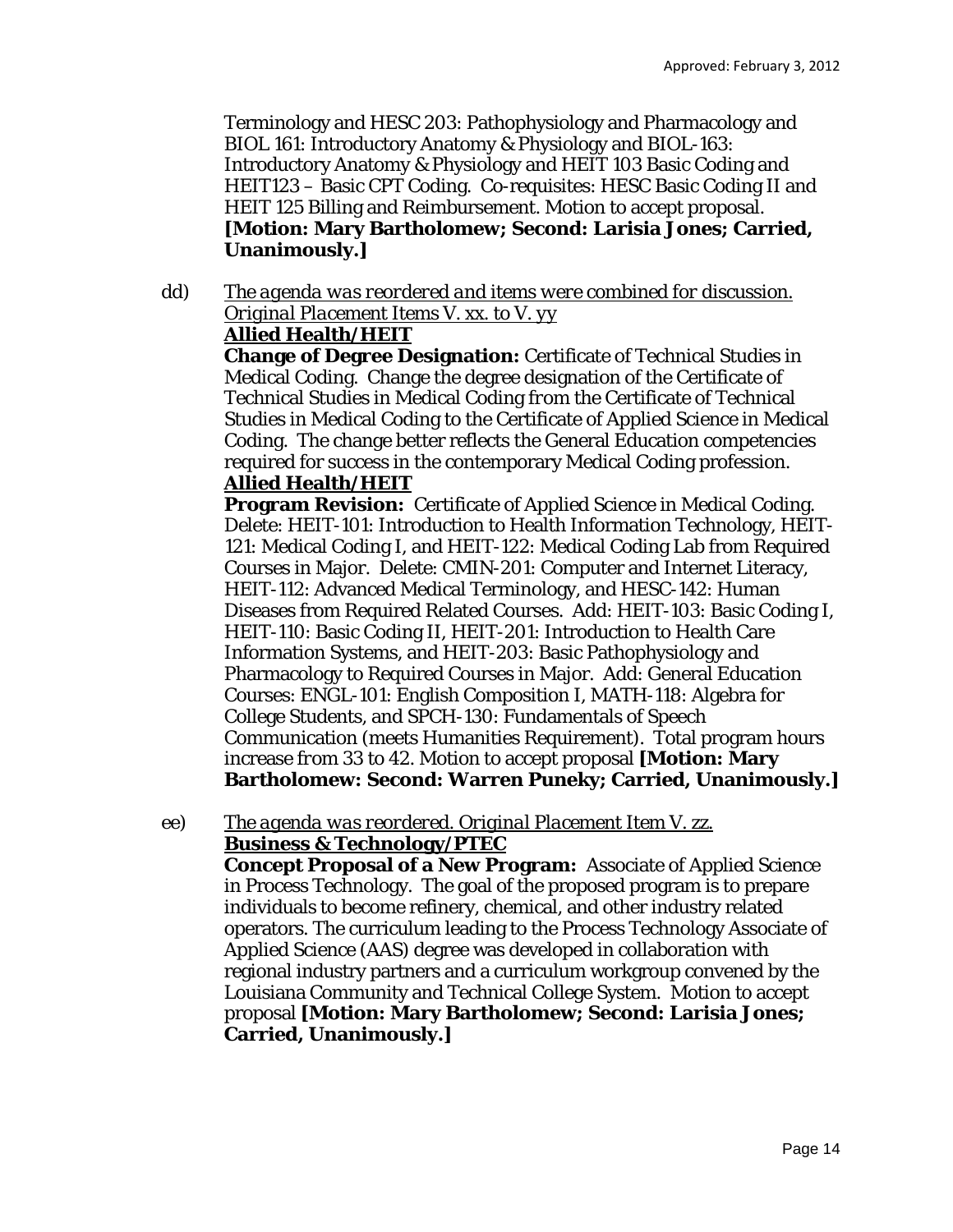Terminology and HESC 203: Pathophysiology and Pharmacology and BIOL 161: Introductory Anatomy & Physiology and BIOL-163: Introductory Anatomy & Physiology and HEIT 103 Basic Coding and HEIT123 – Basic CPT Coding. Co-requisites: HESC Basic Coding II and HEIT 125 Billing and Reimbursement. Motion to accept proposal. **[Motion: Mary Bartholomew; Second: Larisia Jones; Carried, Unanimously.]**

dd) *The agenda was reordered and items were combined for discussion. Original Placement Items V. xx. to V. yy*

**Allied Health/HEIT**

**Change of Degree Designation:** Certificate of Technical Studies in Medical Coding. Change the degree designation of the Certificate of Technical Studies in Medical Coding from the Certificate of Technical Studies in Medical Coding to the Certificate of Applied Science in Medical Coding. The change better reflects the General Education competencies required for success in the contemporary Medical Coding profession.

**Allied Health/HEIT**

**Program Revision:** Certificate of Applied Science in Medical Coding. Delete: HEIT-101: Introduction to Health Information Technology, HEIT-121: Medical Coding I, and HEIT-122: Medical Coding Lab from Required Courses in Major. Delete: CMIN-201: Computer and Internet Literacy, HEIT-112: Advanced Medical Terminology, and HESC-142: Human Diseases from Required Related Courses. Add: HEIT-103: Basic Coding I, HEIT-110: Basic Coding II, HEIT-201: Introduction to Health Care Information Systems, and HEIT-203: Basic Pathophysiology and Pharmacology to Required Courses in Major. Add: General Education Courses: ENGL-101: English Composition I, MATH-118: Algebra for College Students, and SPCH-130: Fundamentals of Speech Communication (meets Humanities Requirement). Total program hours increase from 33 to 42. Motion to accept proposal **[Motion: Mary Bartholomew: Second: Warren Puneky; Carried, Unanimously.]**

ee) *The agenda was reordered. Original Placement Item V. zz.*

**Business & Technology/PTEC**

**Concept Proposal of a New Program:** Associate of Applied Science in Process Technology. The goal of the proposed program is to prepare individuals to become refinery, chemical, and other industry related operators. The curriculum leading to the Process Technology Associate of Applied Science (AAS) degree was developed in collaboration with regional industry partners and a curriculum workgroup convened by the Louisiana Community and Technical College System. Motion to accept proposal **[Motion: Mary Bartholomew; Second: Larisia Jones; Carried, Unanimously.]**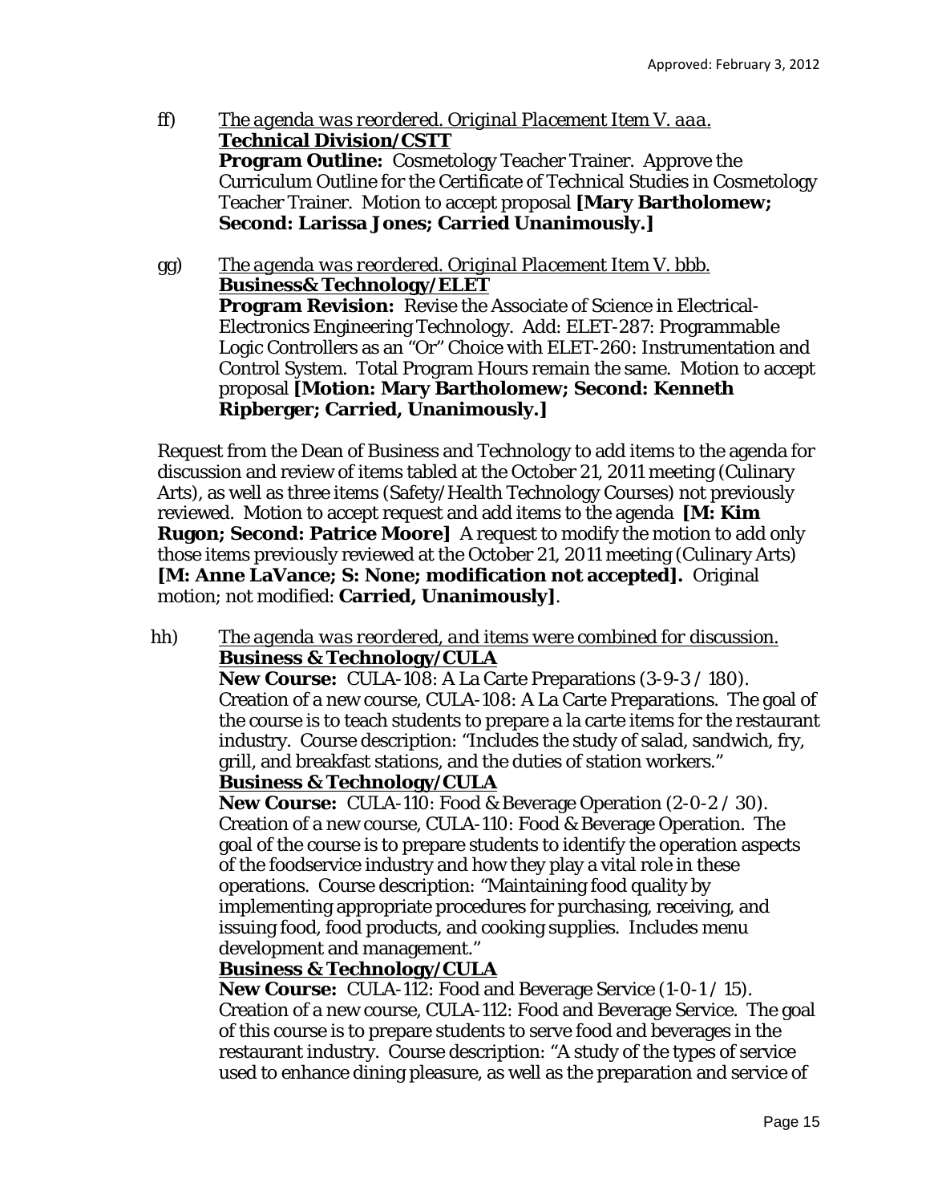ff) *The agenda was reordered. Original Placement Item V. aaa.*
**Technical Division/CSTT**
**Program Outline:** Cosmetology Teacher Trainer. Approve the Curriculum Outline for the Certificate of Technical Studies in Cosmetology Teacher Trainer. Motion to accept proposal **[Mary Bartholomew; Second: Larissa Jones; Carried Unanimously.]**

gg) *The agenda was reordered. Original Placement Item V. bbb.*
**Business& Technology/ELET**
**Program Revision:** Revise the Associate of Science in Electrical-Electronics Engineering Technology. Add: ELET-287: Programmable Logic Controllers as an "Or" Choice with ELET-260: Instrumentation and Control System. Total Program Hours remain the same. Motion to accept proposal **[Motion: Mary Bartholomew; Second: Kenneth Ripberger; Carried, Unanimously.]**

Request from the Dean of Business and Technology to add items to the agenda for discussion and review of items tabled at the October 21, 2011 meeting (Culinary Arts), as well as three items (Safety/Health Technology Courses) not previously reviewed. Motion to accept request and add items to the agenda **[M: Kim Rugon; Second: Patrice Moore]** A request to modify the motion to add only those items previously reviewed at the October 21, 2011 meeting (Culinary Arts) **[M: Anne LaVance; S: None; modification not accepted].** Original motion; not modified: **Carried, Unanimously]**.

hh) *The agenda was reordered, and items were combined for discussion.*
**Business & Technology/CULA**
**New Course:** CULA-108: A La Carte Preparations (3-9-3 / 180). Creation of a new course, CULA-108: A La Carte Preparations. The goal of the course is to teach students to prepare a la carte items for the restaurant industry. Course description: "Includes the study of salad, sandwich, fry, grill, and breakfast stations, and the duties of station workers."
**Business & Technology/CULA**
**New Course:** CULA-110: Food & Beverage Operation (2-0-2 / 30). Creation of a new course, CULA-110: Food & Beverage Operation. The goal of the course is to prepare students to identify the operation aspects of the foodservice industry and how they play a vital role in these operations. Course description: "Maintaining food quality by implementing appropriate procedures for purchasing, receiving, and issuing food, food products, and cooking supplies. Includes menu development and management."
**Business & Technology/CULA**
**New Course:** CULA-112: Food and Beverage Service (1-0-1 / 15). Creation of a new course, CULA-112: Food and Beverage Service. The goal of this course is to prepare students to serve food and beverages in the restaurant industry. Course description: "A study of the types of service used to enhance dining pleasure, as well as the preparation and service of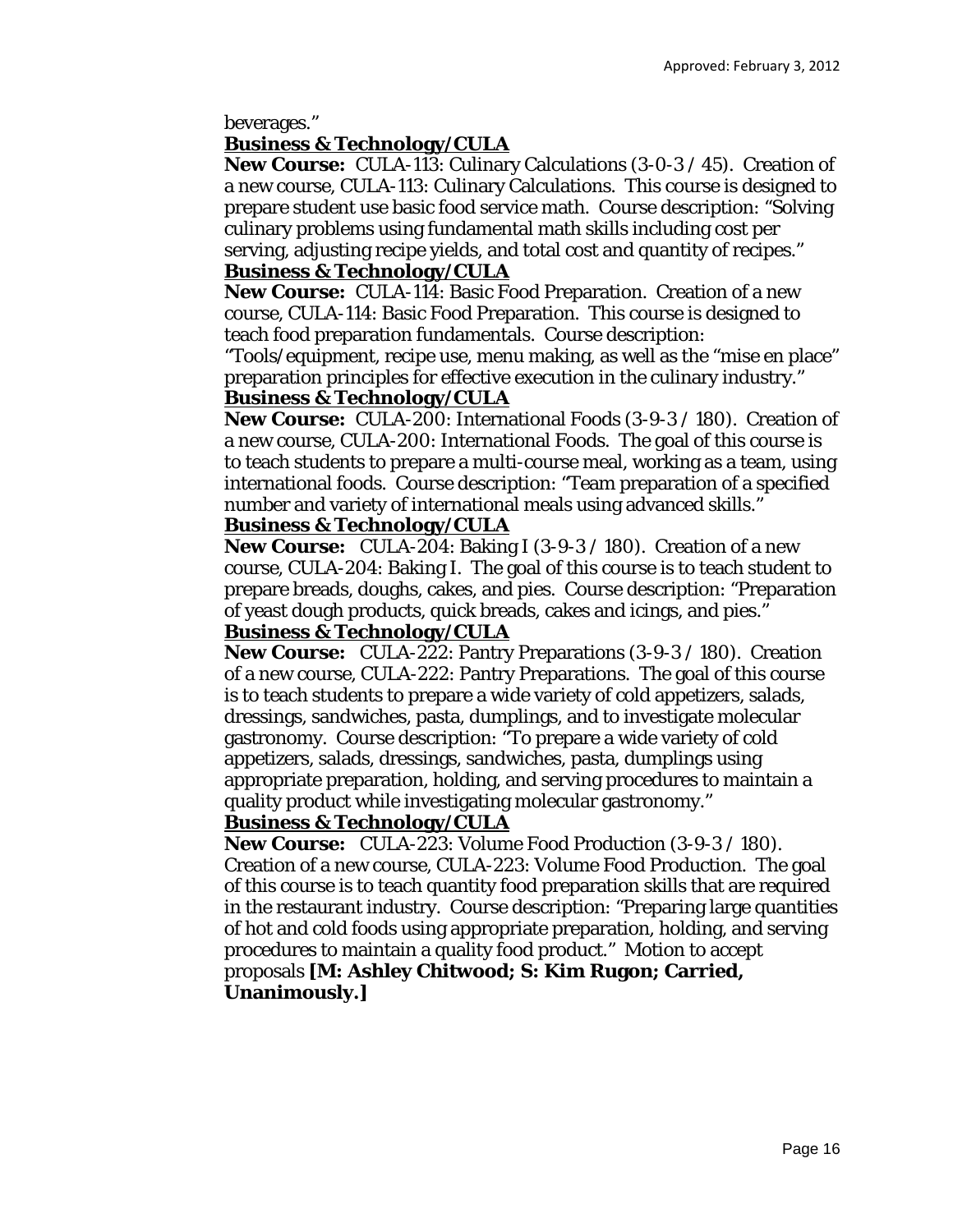beverages."

**Business & Technology/CULA**

**New Course:** CULA-113: Culinary Calculations (3-0-3 / 45). Creation of a new course, CULA-113: Culinary Calculations. This course is designed to prepare student use basic food service math. Course description: "Solving culinary problems using fundamental math skills including cost per serving, adjusting recipe yields, and total cost and quantity of recipes."

**Business & Technology/CULA**

**New Course:** CULA-114: Basic Food Preparation. Creation of a new course, CULA-114: Basic Food Preparation. This course is designed to teach food preparation fundamentals. Course description: "Tools/equipment, recipe use, menu making, as well as the "mise en place" preparation principles for effective execution in the culinary industry."

**Business & Technology/CULA**

**New Course:** CULA-200: International Foods (3-9-3 / 180). Creation of a new course, CULA-200: International Foods. The goal of this course is to teach students to prepare a multi-course meal, working as a team, using international foods. Course description: "Team preparation of a specified number and variety of international meals using advanced skills."

**Business & Technology/CULA**

**New Course:** CULA-204: Baking I (3-9-3 / 180). Creation of a new course, CULA-204: Baking I. The goal of this course is to teach student to prepare breads, doughs, cakes, and pies. Course description: "Preparation of yeast dough products, quick breads, cakes and icings, and pies."

**Business & Technology/CULA**

**New Course:** CULA-222: Pantry Preparations (3-9-3 / 180). Creation of a new course, CULA-222: Pantry Preparations. The goal of this course is to teach students to prepare a wide variety of cold appetizers, salads, dressings, sandwiches, pasta, dumplings, and to investigate molecular gastronomy. Course description: "To prepare a wide variety of cold appetizers, salads, dressings, sandwiches, pasta, dumplings using appropriate preparation, holding, and serving procedures to maintain a quality product while investigating molecular gastronomy."

**Business & Technology/CULA**

**New Course:** CULA-223: Volume Food Production (3-9-3 / 180). Creation of a new course, CULA-223: Volume Food Production. The goal of this course is to teach quantity food preparation skills that are required in the restaurant industry. Course description: "Preparing large quantities of hot and cold foods using appropriate preparation, holding, and serving procedures to maintain a quality food product." Motion to accept proposals **[M: Ashley Chitwood; S: Kim Rugon; Carried, Unanimously.]**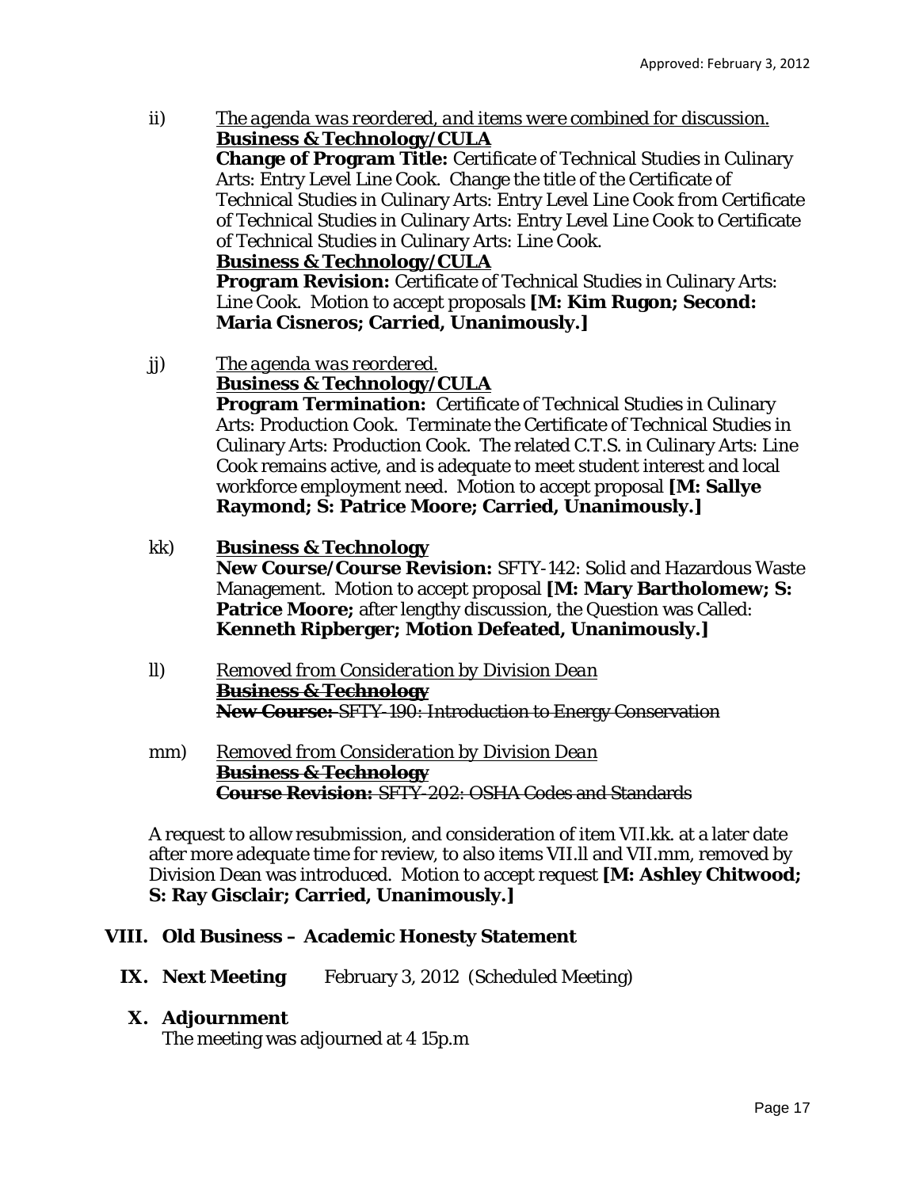ii) *The agenda was reordered, and items were combined for discussion.*
**Business & Technology/CULA**
**Change of Program Title:** Certificate of Technical Studies in Culinary Arts: Entry Level Line Cook. Change the title of the Certificate of Technical Studies in Culinary Arts: Entry Level Line Cook from Certificate of Technical Studies in Culinary Arts: Entry Level Line Cook to Certificate of Technical Studies in Culinary Arts: Line Cook.
**Business & Technology/CULA**
**Program Revision:** Certificate of Technical Studies in Culinary Arts: Line Cook. Motion to accept proposals **[M: Kim Rugon; Second: Maria Cisneros; Carried, Unanimously.]**

jj) *The agenda was reordered.*
**Business & Technology/CULA**
**Program Termination:** Certificate of Technical Studies in Culinary Arts: Production Cook. Terminate the Certificate of Technical Studies in Culinary Arts: Production Cook. The related C.T.S. in Culinary Arts: Line Cook remains active, and is adequate to meet student interest and local workforce employment need. Motion to accept proposal **[M: Sallye Raymond; S: Patrice Moore; Carried, Unanimously.]**

kk) **Business & Technology**
**New Course/Course Revision:** SFTY-142: Solid and Hazardous Waste Management. Motion to accept proposal **[M: Mary Bartholomew; S: Patrice Moore;** after lengthy discussion, the Question was Called: **Kenneth Ripberger; Motion Defeated, Unanimously.]**

ll) *Removed from Consideration by Division Dean*
~~**Business & Technology**~~
~~**New Course:** SFTY-190: Introduction to Energy Conservation~~

mm) *Removed from Consideration by Division Dean*
~~**Business & Technology**~~
~~**Course Revision:** SFTY-202: OSHA Codes and Standards~~

A request to allow resubmission, and consideration of item VII.kk. at a later date after more adequate time for review, to also items VII.ll and VII.mm, removed by Division Dean was introduced. Motion to accept request **[M: Ashley Chitwood; S: Ray Gisclair; Carried, Unanimously.]**

## VIII. Old Business – Academic Honesty Statement

## IX. Next Meeting February 3, 2012 (Scheduled Meeting)

## X. Adjournment

The meeting was adjourned at 4 15p.m